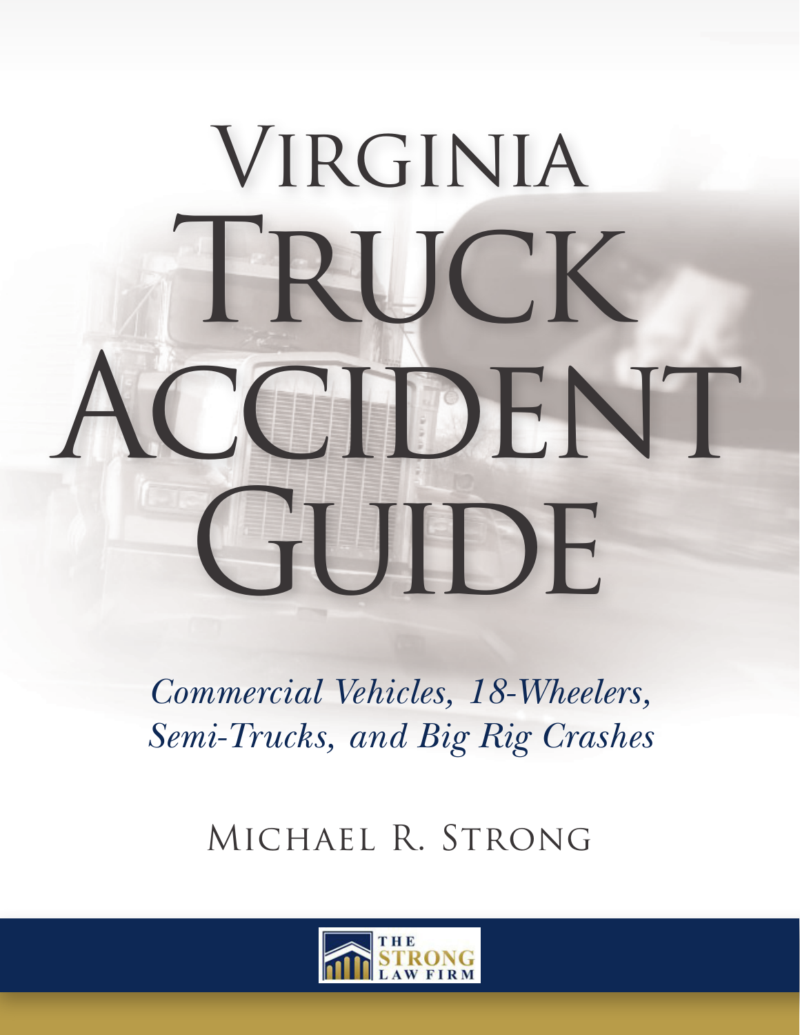# Virginia Truck Accident Guide

*Commercial Vehicles, 18-Wheelers, Semi-Trucks, and Big Rig Crashes*

Michael R. Strong

The Strong Law Firm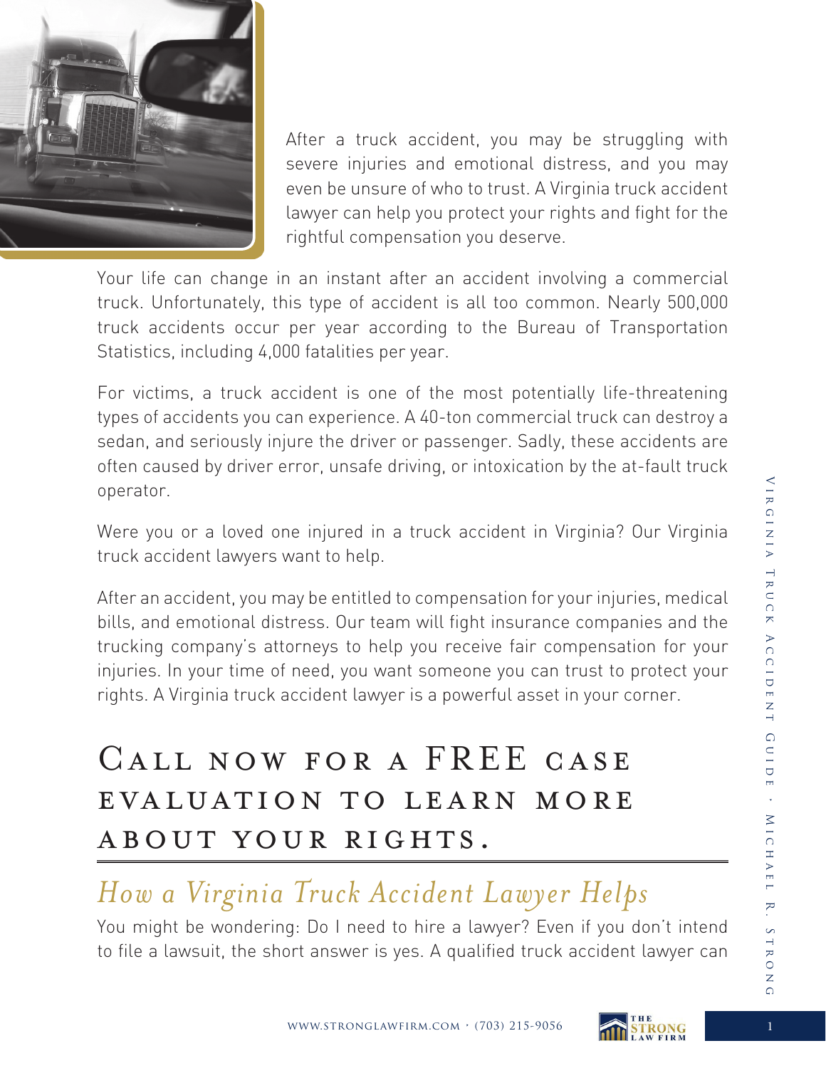After a truck accident, you may be struggling with severe injuries and emotional distress, and you may even be unsure of who to trust. A Virginia truck accident lawyer can help you protect your rights and fight for the rightful compensation you deserve.

Your life can change in an instant after an accident involving a commercial truck. Unfortunately, this type of accident is all too common. Nearly 500,000 truck accidents occur per year according to the Bureau of Transportation Statistics, including 4,000 fatalities per year.

For victims, a truck accident is one of the most potentially life-threatening types of accidents you can experience. A 40-ton commercial truck can destroy a sedan, and seriously injure the driver or passenger. Sadly, these accidents are often caused by driver error, unsafe driving, or intoxication by the at-fault truck operator.

Were you or a loved one injured in a truck accident in Virginia? Our Virginia truck accident lawyers want to help.

After an accident, you may be entitled to compensation for your injuries, medical bills, and emotional distress. Our team will fight insurance companies and the trucking company's attorneys to help you receive fair compensation for your injuries. In your time of need, you want someone you can trust to protect your rights. A Virginia truck accident lawyer is a powerful asset in your corner.

## Call now for a FREE case evaluation to learn more about your rights.

## *How a Virginia Truck Accident Lawyer Helps*

You might be wondering: Do I need to hire a lawyer? Even if you don't intend to file a lawsuit, the short answer is yes. A qualified truck accident lawyer can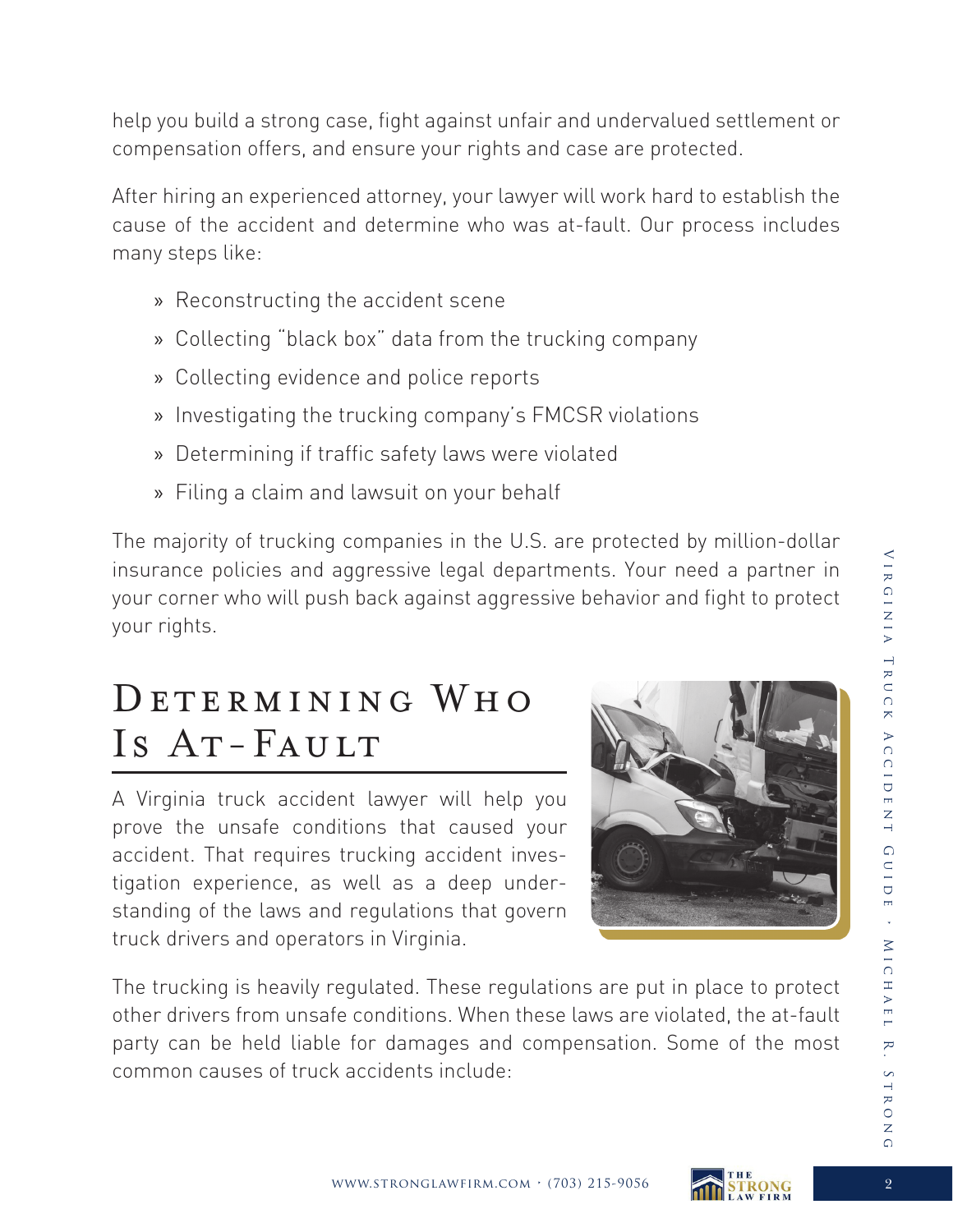help you build a strong case, fight against unfair and undervalued settlement or compensation offers, and ensure your rights and case are protected.

After hiring an experienced attorney, your lawyer will work hard to establish the cause of the accident and determine who was at-fault. Our process includes many steps like:

- Reconstructing the accident scene
- Collecting "black box" data from the trucking company
- Collecting evidence and police reports
- Investigating the trucking company's FMCSR violations
- Determining if traffic safety laws were violated
- Filing a claim and lawsuit on your behalf

The majority of trucking companies in the U.S. are protected by million-dollar insurance policies and aggressive legal departments. Your need a partner in your corner who will push back against aggressive behavior and fight to protect your rights.

## Determining Who Is At-Fault

A Virginia truck accident lawyer will help you prove the unsafe conditions that caused your accident. That requires trucking accident investigation experience, as well as a deep understanding of the laws and regulations that govern truck drivers and operators in Virginia.

The trucking is heavily regulated. These regulations are put in place to protect other drivers from unsafe conditions. When these laws are violated, the at-fault party can be held liable for damages and compensation. Some of the most common causes of truck accidents include: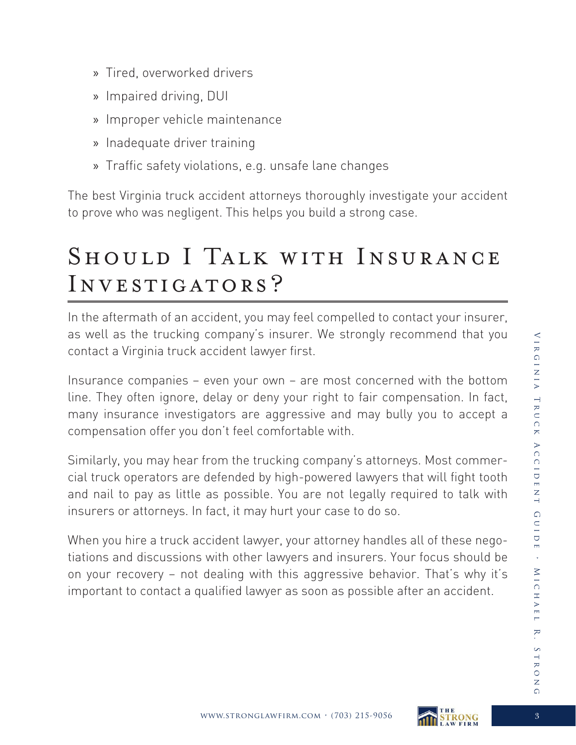- Tired, overworked drivers
- Impaired driving, DUI
- Improper vehicle maintenance
- Inadequate driver training
- Traffic safety violations, e.g. unsafe lane changes

The best Virginia truck accident attorneys thoroughly investigate your accident to prove who was negligent. This helps you build a strong case.

## Should I Talk with Insurance Investigators?

In the aftermath of an accident, you may feel compelled to contact your insurer, as well as the trucking company's insurer. We strongly recommend that you contact a Virginia truck accident lawyer first.

Insurance companies – even your own – are most concerned with the bottom line. They often ignore, delay or deny your right to fair compensation. In fact, many insurance investigators are aggressive and may bully you to accept a compensation offer you don't feel comfortable with.

Similarly, you may hear from the trucking company's attorneys. Most commercial truck operators are defended by high-powered lawyers that will fight tooth and nail to pay as little as possible. You are not legally required to talk with insurers or attorneys. In fact, it may hurt your case to do so.

When you hire a truck accident lawyer, your attorney handles all of these negotiations and discussions with other lawyers and insurers. Your focus should be on your recovery – not dealing with this aggressive behavior. That's why it's important to contact a qualified lawyer as soon as possible after an accident.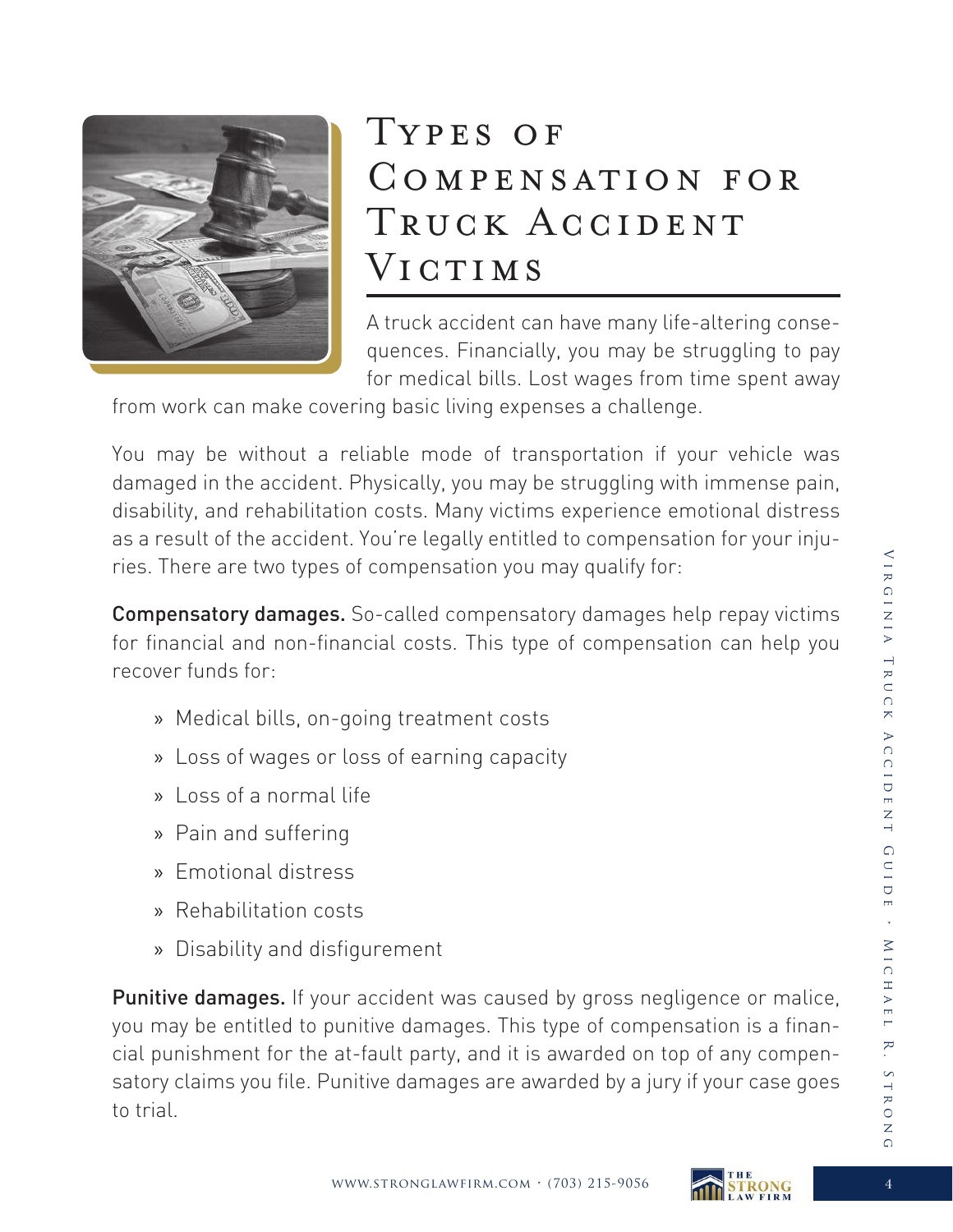# Types of Compensation for Truck Accident Victims

A truck accident can have many life-altering consequences. Financially, you may be struggling to pay for medical bills. Lost wages from time spent away from work can make covering basic living expenses a challenge.

You may be without a reliable mode of transportation if your vehicle was damaged in the accident. Physically, you may be struggling with immense pain, disability, and rehabilitation costs. Many victims experience emotional distress as a result of the accident. You're legally entitled to compensation for your injuries. There are two types of compensation you may qualify for:

**Compensatory damages.** So-called compensatory damages help repay victims for financial and non-financial costs. This type of compensation can help you recover funds for:

- Medical bills, on-going treatment costs
- Loss of wages or loss of earning capacity
- Loss of a normal life
- Pain and suffering
- Emotional distress
- Rehabilitation costs
- Disability and disfigurement

**Punitive damages.** If your accident was caused by gross negligence or malice, you may be entitled to punitive damages. This type of compensation is a financial punishment for the at-fault party, and it is awarded on top of any compensatory claims you file. Punitive damages are awarded by a jury if your case goes to trial.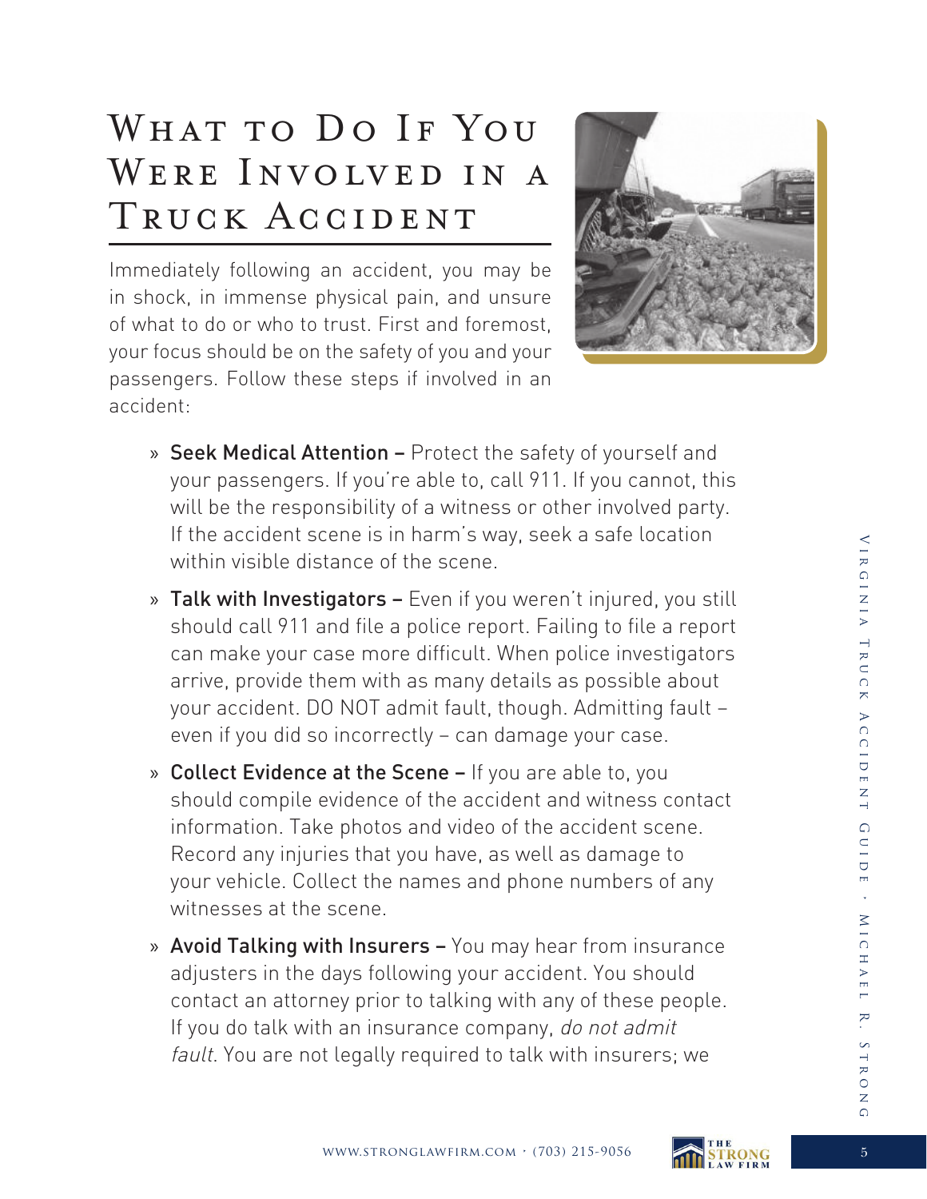# What to Do If You Were Involved in a Truck Accident

Immediately following an accident, you may be in shock, in immense physical pain, and unsure of what to do or who to trust. First and foremost, your focus should be on the safety of you and your passengers. Follow these steps if involved in an accident:

- **Seek Medical Attention –** Protect the safety of yourself and your passengers. If you're able to, call 911. If you cannot, this will be the responsibility of a witness or other involved party. If the accident scene is in harm's way, seek a safe location within visible distance of the scene.
- **Talk with Investigators –** Even if you weren't injured, you still should call 911 and file a police report. Failing to file a report can make your case more difficult. When police investigators arrive, provide them with as many details as possible about your accident. DO NOT admit fault, though. Admitting fault – even if you did so incorrectly – can damage your case.
- **Collect Evidence at the Scene –** If you are able to, you should compile evidence of the accident and witness contact information. Take photos and video of the accident scene. Record any injuries that you have, as well as damage to your vehicle. Collect the names and phone numbers of any witnesses at the scene.
- **Avoid Talking with Insurers –** You may hear from insurance adjusters in the days following your accident. You should contact an attorney prior to talking with any of these people. If you do talk with an insurance company, *do not admit fault*. You are not legally required to talk with insurers; we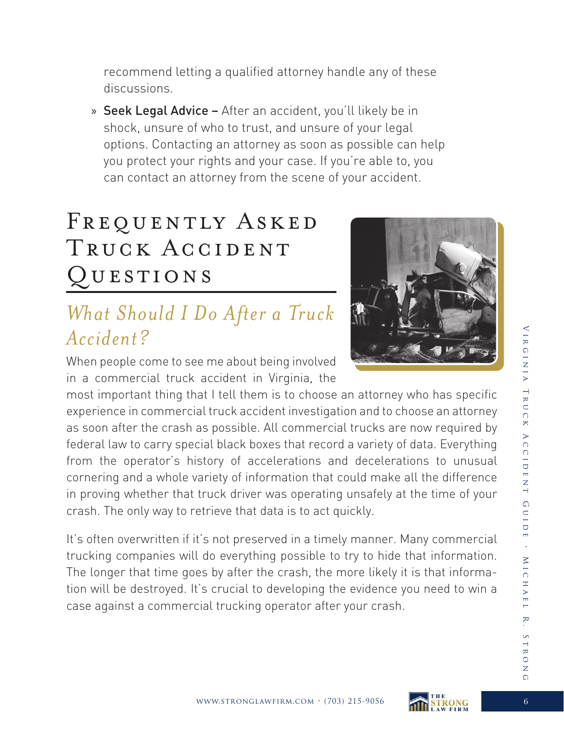recommend letting a qualified attorney handle any of these discussions.

» **Seek Legal Advice –** After an accident, you'll likely be in shock, unsure of who to trust, and unsure of your legal options. Contacting an attorney as soon as possible can help you protect your rights and your case. If you're able to, you can contact an attorney from the scene of your accident.

# Frequently Asked Truck Accident Questions

## *What Should I Do After a Truck Accident?*

When people come to see me about being involved in a commercial truck accident in Virginia, the most important thing that I tell them is to choose an attorney who has specific experience in commercial truck accident investigation and to choose an attorney as soon after the crash as possible. All commercial trucks are now required by federal law to carry special black boxes that record a variety of data. Everything from the operator's history of accelerations and decelerations to unusual cornering and a whole variety of information that could make all the difference in proving whether that truck driver was operating unsafely at the time of your crash. The only way to retrieve that data is to act quickly.

It's often overwritten if it's not preserved in a timely manner. Many commercial trucking companies will do everything possible to try to hide that information. The longer that time goes by after the crash, the more likely it is that information will be destroyed. It's crucial to developing the evidence you need to win a case against a commercial trucking operator after your crash.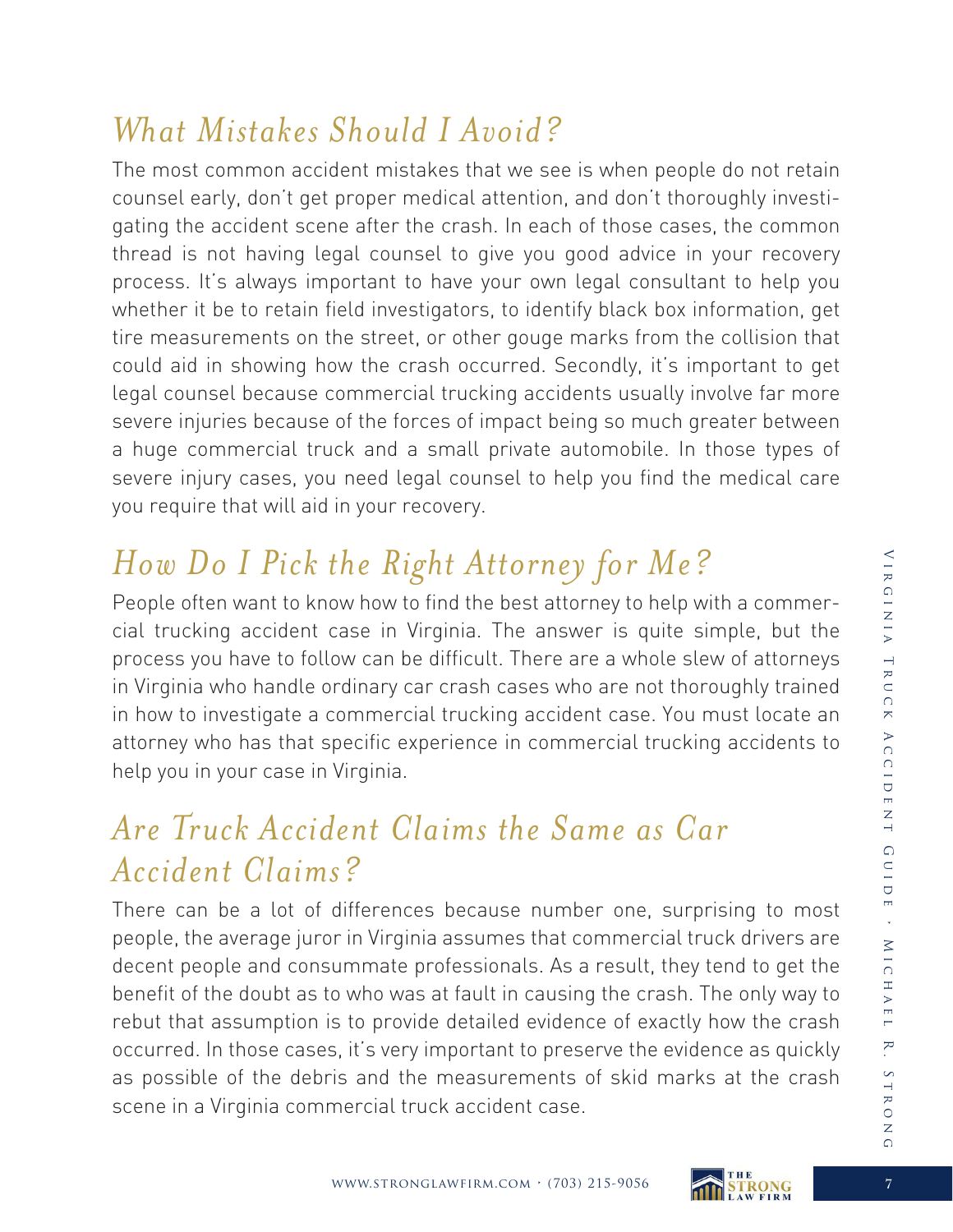## What Mistakes Should I Avoid?

The most common accident mistakes that we see is when people do not retain counsel early, don't get proper medical attention, and don't thoroughly investigating the accident scene after the crash. In each of those cases, the common thread is not having legal counsel to give you good advice in your recovery process. It's always important to have your own legal consultant to help you whether it be to retain field investigators, to identify black box information, get tire measurements on the street, or other gouge marks from the collision that could aid in showing how the crash occurred. Secondly, it's important to get legal counsel because commercial trucking accidents usually involve far more severe injuries because of the forces of impact being so much greater between a huge commercial truck and a small private automobile. In those types of severe injury cases, you need legal counsel to help you find the medical care you require that will aid in your recovery.

## How Do I Pick the Right Attorney for Me?

People often want to know how to find the best attorney to help with a commercial trucking accident case in Virginia. The answer is quite simple, but the process you have to follow can be difficult. There are a whole slew of attorneys in Virginia who handle ordinary car crash cases who are not thoroughly trained in how to investigate a commercial trucking accident case. You must locate an attorney who has that specific experience in commercial trucking accidents to help you in your case in Virginia.

## Are Truck Accident Claims the Same as Car Accident Claims?

There can be a lot of differences because number one, surprising to most people, the average juror in Virginia assumes that commercial truck drivers are decent people and consummate professionals. As a result, they tend to get the benefit of the doubt as to who was at fault in causing the crash. The only way to rebut that assumption is to provide detailed evidence of exactly how the crash occurred. In those cases, it's very important to preserve the evidence as quickly as possible of the debris and the measurements of skid marks at the crash scene in a Virginia commercial truck accident case.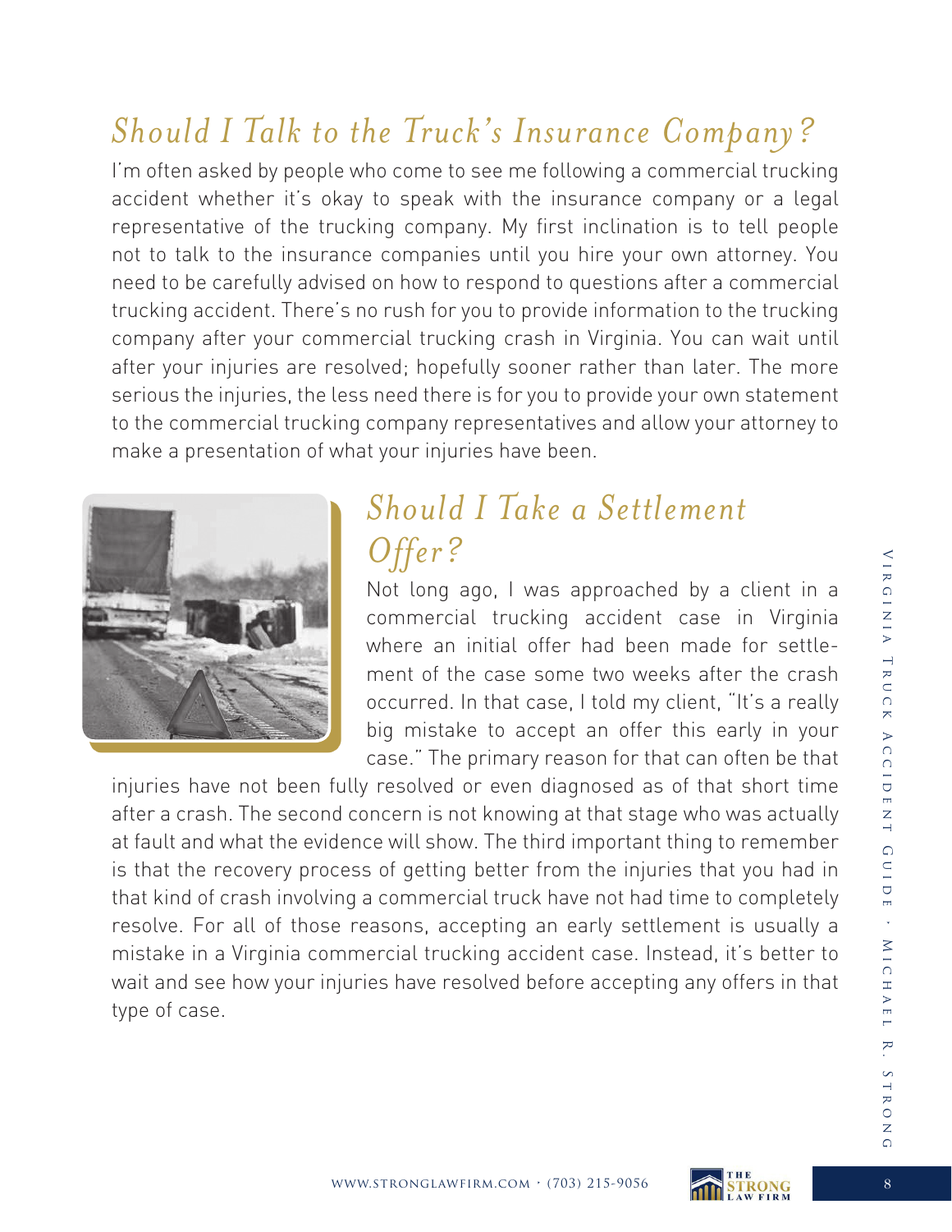## Should I Talk to the Truck's Insurance Company?

I'm often asked by people who come to see me following a commercial trucking accident whether it's okay to speak with the insurance company or a legal representative of the trucking company. My first inclination is to tell people not to talk to the insurance companies until you hire your own attorney. You need to be carefully advised on how to respond to questions after a commercial trucking accident. There's no rush for you to provide information to the trucking company after your commercial trucking crash in Virginia. You can wait until after your injuries are resolved; hopefully sooner rather than later. The more serious the injuries, the less need there is for you to provide your own statement to the commercial trucking company representatives and allow your attorney to make a presentation of what your injuries have been.

## Should I Take a Settlement Offer?

Not long ago, I was approached by a client in a commercial trucking accident case in Virginia where an initial offer had been made for settlement of the case some two weeks after the crash occurred. In that case, I told my client, "It's a really big mistake to accept an offer this early in your case." The primary reason for that can often be that injuries have not been fully resolved or even diagnosed as of that short time after a crash. The second concern is not knowing at that stage who was actually at fault and what the evidence will show. The third important thing to remember is that the recovery process of getting better from the injuries that you had in that kind of crash involving a commercial truck have not had time to completely resolve. For all of those reasons, accepting an early settlement is usually a mistake in a Virginia commercial trucking accident case. Instead, it's better to wait and see how your injuries have resolved before accepting any offers in that type of case.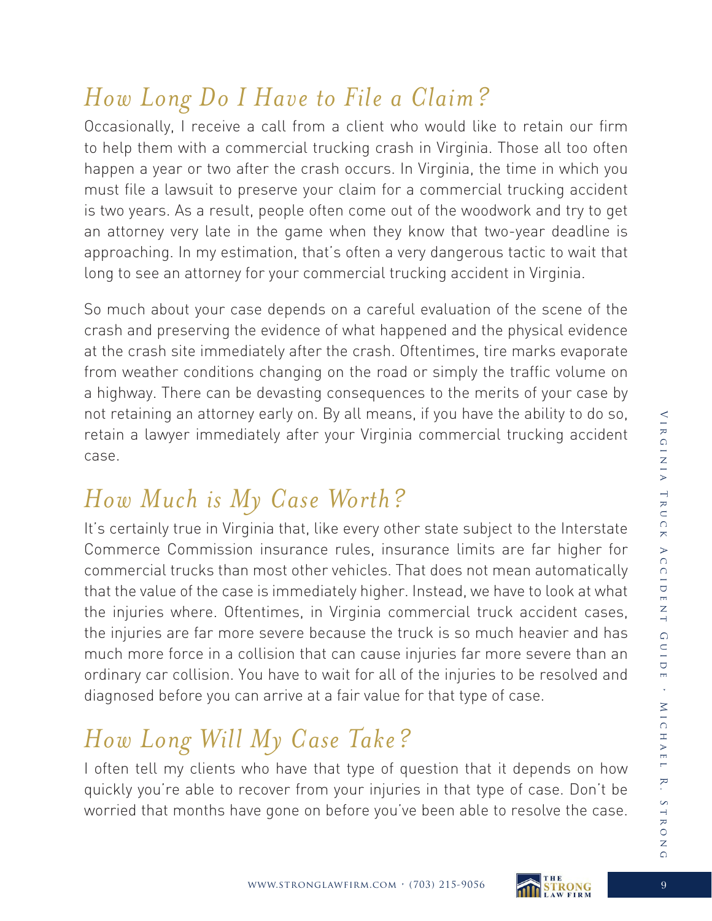## *How Long Do I Have to File a Claim?*

Occasionally, I receive a call from a client who would like to retain our firm to help them with a commercial trucking crash in Virginia. Those all too often happen a year or two after the crash occurs. In Virginia, the time in which you must file a lawsuit to preserve your claim for a commercial trucking accident is two years. As a result, people often come out of the woodwork and try to get an attorney very late in the game when they know that two-year deadline is approaching. In my estimation, that's often a very dangerous tactic to wait that long to see an attorney for your commercial trucking accident in Virginia.

So much about your case depends on a careful evaluation of the scene of the crash and preserving the evidence of what happened and the physical evidence at the crash site immediately after the crash. Oftentimes, tire marks evaporate from weather conditions changing on the road or simply the traffic volume on a highway. There can be devasting consequences to the merits of your case by not retaining an attorney early on. By all means, if you have the ability to do so, retain a lawyer immediately after your Virginia commercial trucking accident case.

## *How Much is My Case Worth?*

It's certainly true in Virginia that, like every other state subject to the Interstate Commerce Commission insurance rules, insurance limits are far higher for commercial trucks than most other vehicles. That does not mean automatically that the value of the case is immediately higher. Instead, we have to look at what the injuries where. Oftentimes, in Virginia commercial truck accident cases, the injuries are far more severe because the truck is so much heavier and has much more force in a collision that can cause injuries far more severe than an ordinary car collision. You have to wait for all of the injuries to be resolved and diagnosed before you can arrive at a fair value for that type of case.

## *How Long Will My Case Take?*

I often tell my clients who have that type of question that it depends on how quickly you're able to recover from your injuries in that type of case. Don't be worried that months have gone on before you've been able to resolve the case.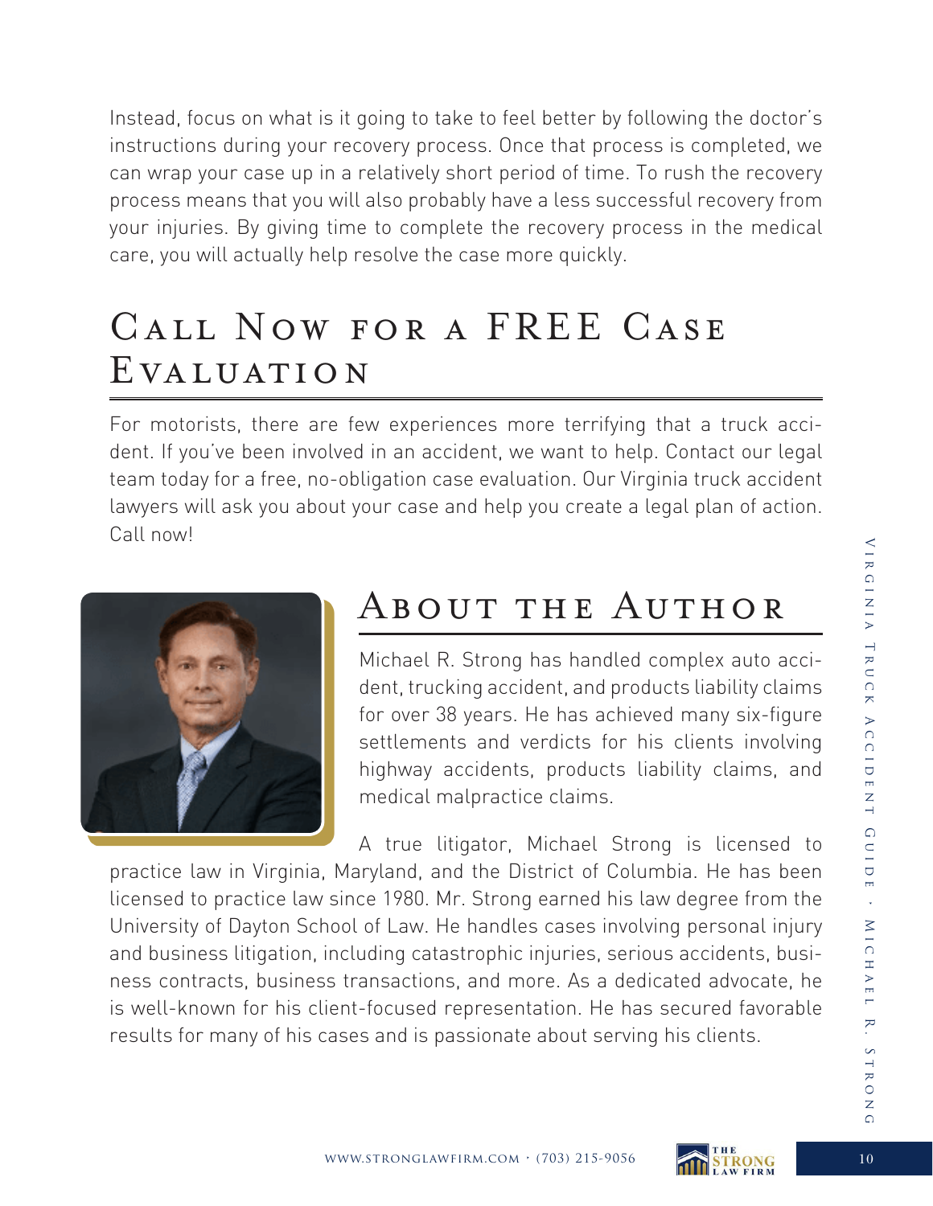Instead, focus on what is it going to take to feel better by following the doctor's instructions during your recovery process. Once that process is completed, we can wrap your case up in a relatively short period of time. To rush the recovery process means that you will also probably have a less successful recovery from your injuries. By giving time to complete the recovery process in the medical care, you will actually help resolve the case more quickly.

## Call Now for a FREE Case Evaluation

For motorists, there are few experiences more terrifying that a truck accident. If you've been involved in an accident, we want to help. Contact our legal team today for a free, no-obligation case evaluation. Our Virginia truck accident lawyers will ask you about your case and help you create a legal plan of action. Call now!

## About the Author

Michael R. Strong has handled complex auto accident, trucking accident, and products liability claims for over 38 years. He has achieved many six-figure settlements and verdicts for his clients involving highway accidents, products liability claims, and medical malpractice claims.

A true litigator, Michael Strong is licensed to practice law in Virginia, Maryland, and the District of Columbia. He has been licensed to practice law since 1980. Mr. Strong earned his law degree from the University of Dayton School of Law. He handles cases involving personal injury and business litigation, including catastrophic injuries, serious accidents, business contracts, business transactions, and more. As a dedicated advocate, he is well-known for his client-focused representation. He has secured favorable results for many of his cases and is passionate about serving his clients.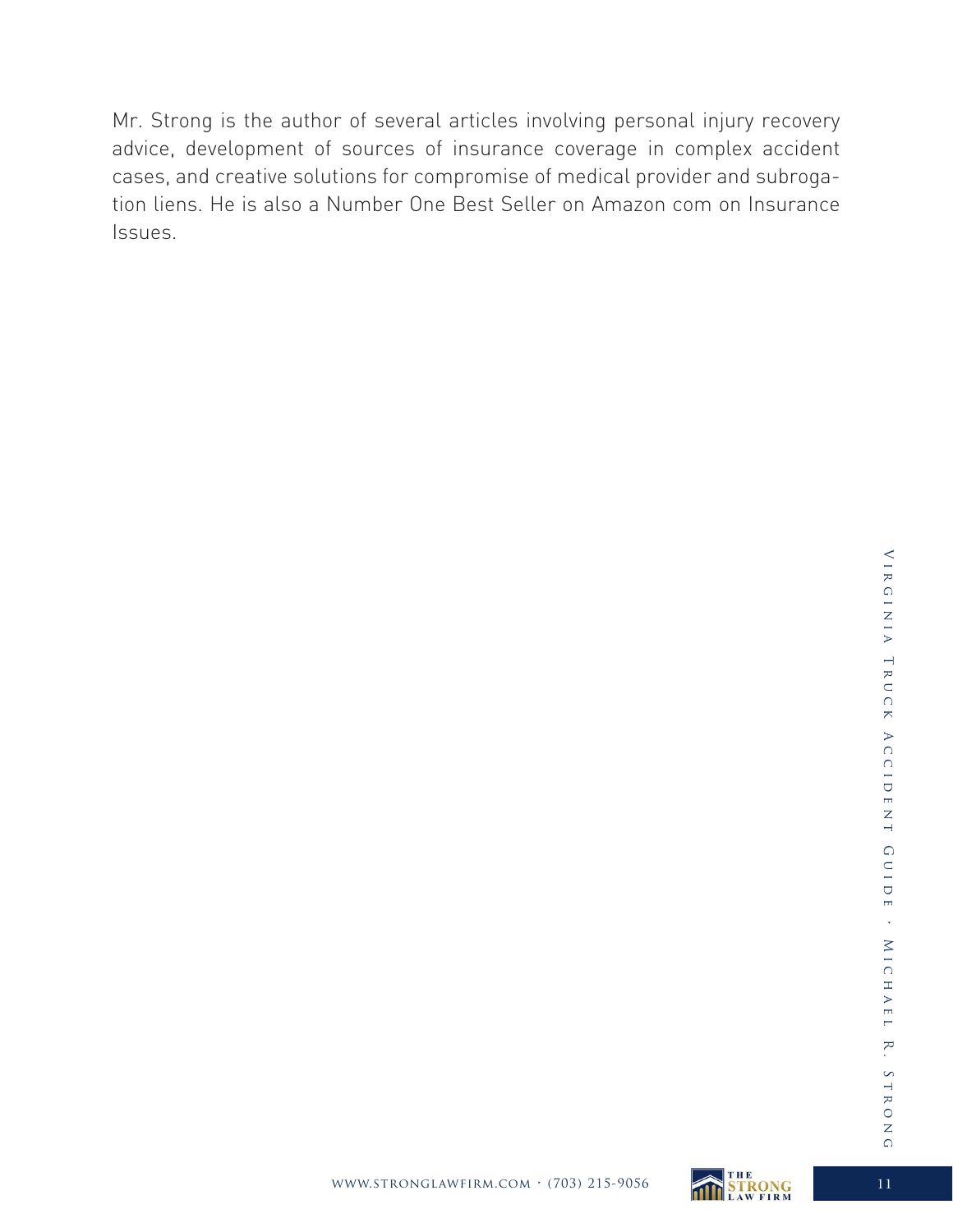Mr. Strong is the author of several articles involving personal injury recovery advice, development of sources of insurance coverage in complex accident cases, and creative solutions for compromise of medical provider and subrogation liens. He is also a Number One Best Seller on Amazon com on Insurance Issues.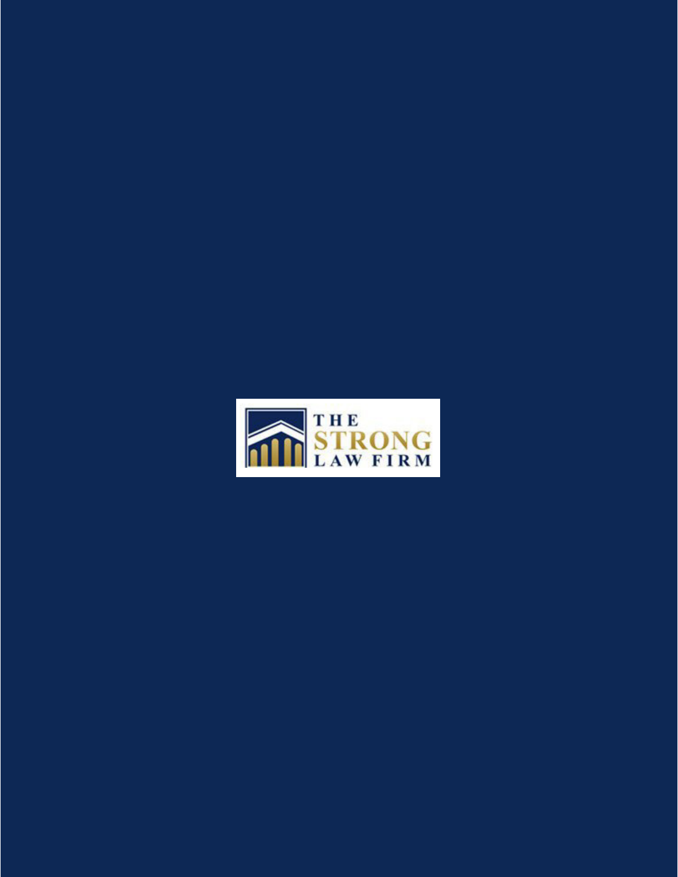THE STRONG LAW FIRM